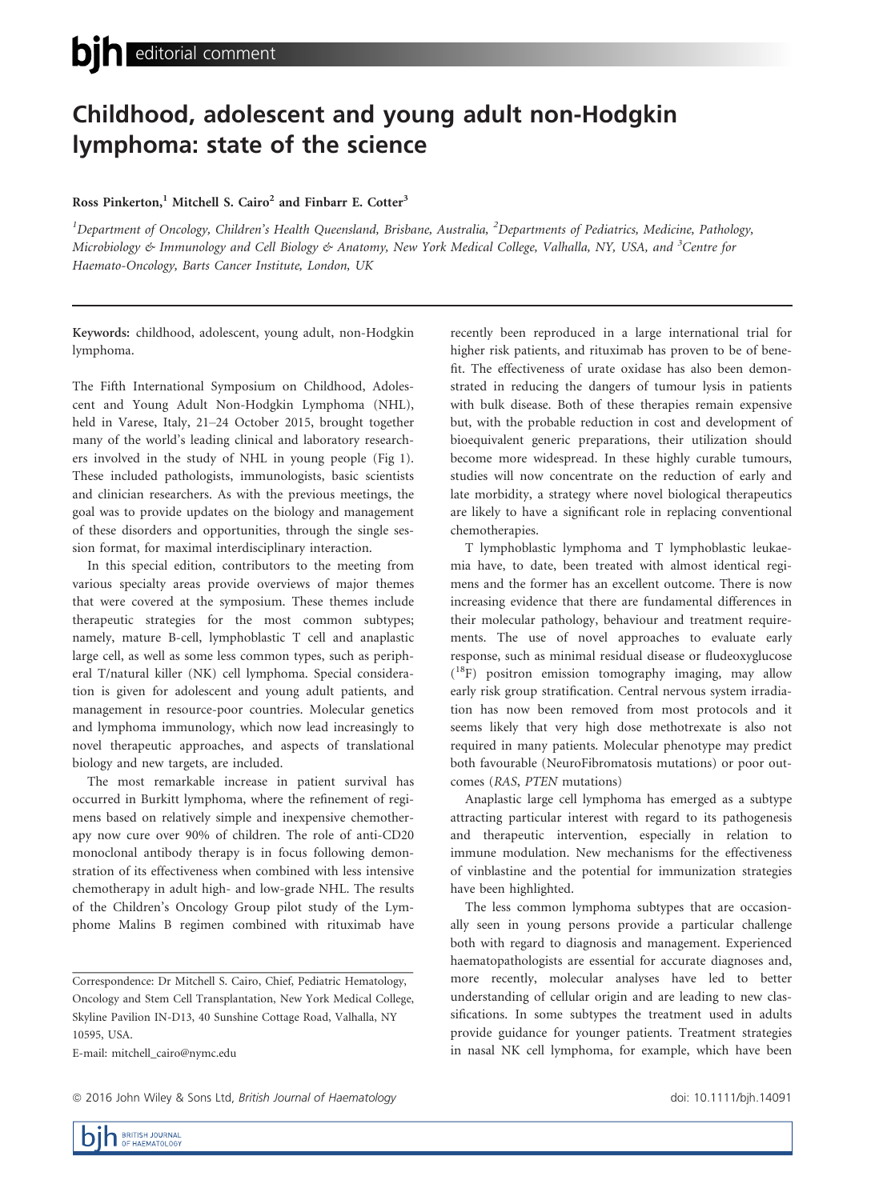# Childhood, adolescent and young adult non-Hodgkin lymphoma: state of the science

Ross Pinkerton,[1] Mitchell S. Cairo[2] and Finbarr E. Cotter[3]

[1]Department of Oncology, Children's Health Queensland, Brisbane, Australia, [2]Departments of Pediatrics, Medicine, Pathology, Microbiology & Immunology and Cell Biology & Anatomy, New York Medical College, Valhalla, NY, USA, and [3]Centre for Haemato-Oncology, Barts Cancer Institute, London, UK

**Keywords:** childhood, adolescent, young adult, non-Hodgkin lymphoma.

The Fifth International Symposium on Childhood, Adolescent and Young Adult Non-Hodgkin Lymphoma (NHL), held in Varese, Italy, 21–24 October 2015, brought together many of the world's leading clinical and laboratory researchers involved in the study of NHL in young people (Fig 1). These included pathologists, immunologists, basic scientists and clinician researchers. As with the previous meetings, the goal was to provide updates on the biology and management of these disorders and opportunities, through the single session format, for maximal interdisciplinary interaction.

In this special edition, contributors to the meeting from various specialty areas provide overviews of major themes that were covered at the symposium. These themes include therapeutic strategies for the most common subtypes; namely, mature B-cell, lymphoblastic T cell and anaplastic large cell, as well as some less common types, such as peripheral T/natural killer (NK) cell lymphoma. Special consideration is given for adolescent and young adult patients, and management in resource-poor countries. Molecular genetics and lymphoma immunology, which now lead increasingly to novel therapeutic approaches, and aspects of translational biology and new targets, are included.

The most remarkable increase in patient survival has occurred in Burkitt lymphoma, where the refinement of regimens based on relatively simple and inexpensive chemotherapy now cure over 90% of children. The role of anti-CD20 monoclonal antibody therapy is in focus following demonstration of its effectiveness when combined with less intensive chemotherapy in adult high- and low-grade NHL. The results of the Children's Oncology Group pilot study of the Lymphome Malins B regimen combined with rituximab have recently been reproduced in a large international trial for higher risk patients, and rituximab has proven to be of benefit. The effectiveness of urate oxidase has also been demonstrated in reducing the dangers of tumour lysis in patients with bulk disease. Both of these therapies remain expensive but, with the probable reduction in cost and development of bioequivalent generic preparations, their utilization should become more widespread. In these highly curable tumours, studies will now concentrate on the reduction of early and late morbidity, a strategy where novel biological therapeutics are likely to have a significant role in replacing conventional chemotherapies.

T lymphoblastic lymphoma and T lymphoblastic leukaemia have, to date, been treated with almost identical regimens and the former has an excellent outcome. There is now increasing evidence that there are fundamental differences in their molecular pathology, behaviour and treatment requirements. The use of novel approaches to evaluate early response, such as minimal residual disease or fludeoxyglucose ($^{18}$F) positron emission tomography imaging, may allow early risk group stratification. Central nervous system irradiation has now been removed from most protocols and it seems likely that very high dose methotrexate is also not required in many patients. Molecular phenotype may predict both favourable (NeuroFibromatosis mutations) or poor outcomes (*RAS*, *PTEN* mutations)

Anaplastic large cell lymphoma has emerged as a subtype attracting particular interest with regard to its pathogenesis and therapeutic intervention, especially in relation to immune modulation. New mechanisms for the effectiveness of vinblastine and the potential for immunization strategies have been highlighted.

The less common lymphoma subtypes that are occasionally seen in young persons provide a particular challenge both with regard to diagnosis and management. Experienced haematopathologists are essential for accurate diagnoses and, more recently, molecular analyses have led to better understanding of cellular origin and are leading to new classifications. In some subtypes the treatment used in adults provide guidance for younger patients. Treatment strategies in nasal NK cell lymphoma, for example, which have been

Correspondence: Dr Mitchell S. Cairo, Chief, Pediatric Hematology, Oncology and Stem Cell Transplantation, New York Medical College, Skyline Pavilion IN-D13, 40 Sunshine Cottage Road, Valhalla, NY 10595, USA.

E-mail: mitchell_cairo@nymc.edu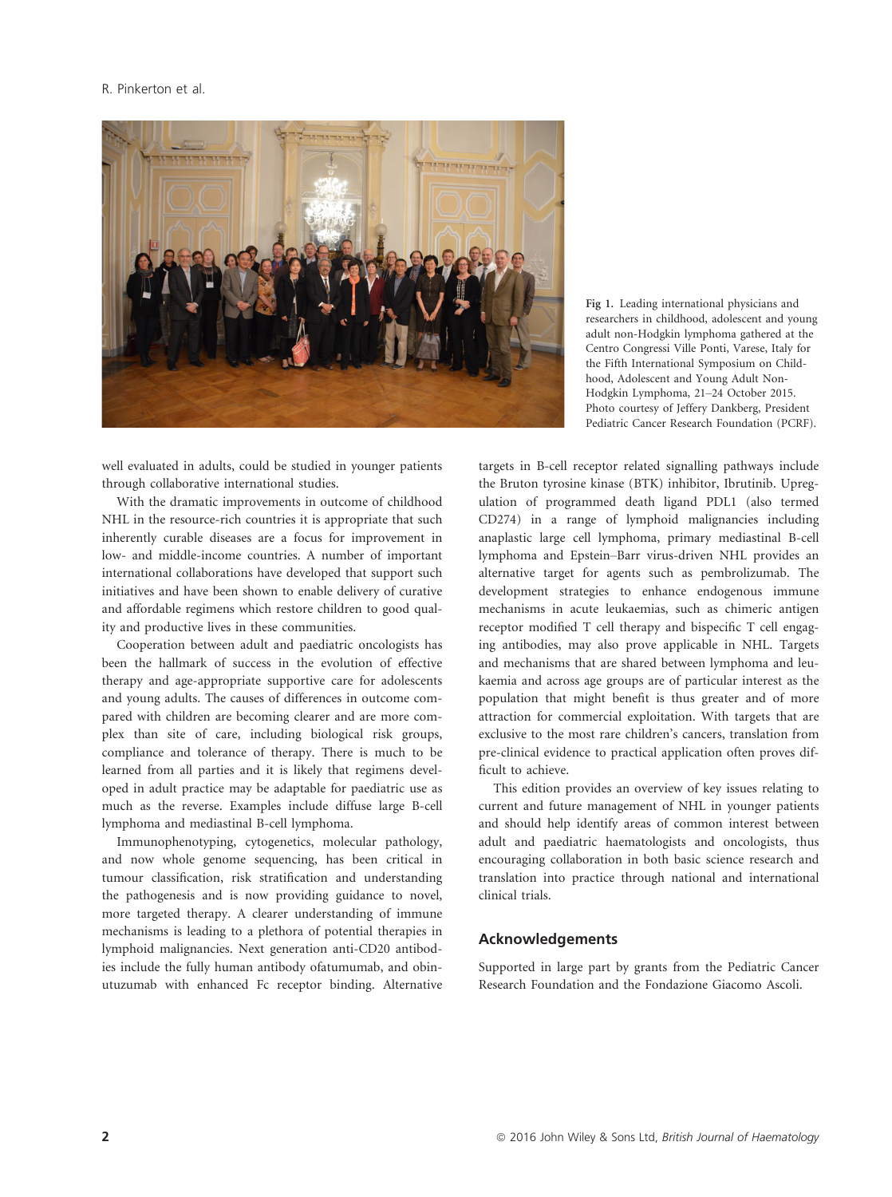Fig 1. Leading international physicians and researchers in childhood, adolescent and young adult non-Hodgkin lymphoma gathered at the Centro Congressi Ville Ponti, Varese, Italy for the Fifth International Symposium on Childhood, Adolescent and Young Adult Non-Hodgkin Lymphoma, 21–24 October 2015. Photo courtesy of Jeffery Dankberg, President Pediatric Cancer Research Foundation (PCRF).

well evaluated in adults, could be studied in younger patients through collaborative international studies.

With the dramatic improvements in outcome of childhood NHL in the resource-rich countries it is appropriate that such inherently curable diseases are a focus for improvement in low- and middle-income countries. A number of important international collaborations have developed that support such initiatives and have been shown to enable delivery of curative and affordable regimens which restore children to good quality and productive lives in these communities.

Cooperation between adult and paediatric oncologists has been the hallmark of success in the evolution of effective therapy and age-appropriate supportive care for adolescents and young adults. The causes of differences in outcome compared with children are becoming clearer and are more complex than site of care, including biological risk groups, compliance and tolerance of therapy. There is much to be learned from all parties and it is likely that regimens developed in adult practice may be adaptable for paediatric use as much as the reverse. Examples include diffuse large B-cell lymphoma and mediastinal B-cell lymphoma.

Immunophenotyping, cytogenetics, molecular pathology, and now whole genome sequencing, has been critical in tumour classification, risk stratification and understanding the pathogenesis and is now providing guidance to novel, more targeted therapy. A clearer understanding of immune mechanisms is leading to a plethora of potential therapies in lymphoid malignancies. Next generation anti-CD20 antibodies include the fully human antibody ofatumumab, and obinutuzumab with enhanced Fc receptor binding. Alternative targets in B-cell receptor related signalling pathways include the Bruton tyrosine kinase (BTK) inhibitor, Ibrutinib. Upregulation of programmed death ligand PDL1 (also termed CD274) in a range of lymphoid malignancies including anaplastic large cell lymphoma, primary mediastinal B-cell lymphoma and Epstein–Barr virus-driven NHL provides an alternative target for agents such as pembrolizumab. The development strategies to enhance endogenous immune mechanisms in acute leukaemias, such as chimeric antigen receptor modified T cell therapy and bispecific T cell engaging antibodies, may also prove applicable in NHL. Targets and mechanisms that are shared between lymphoma and leukaemia and across age groups are of particular interest as the population that might benefit is thus greater and of more attraction for commercial exploitation. With targets that are exclusive to the most rare children's cancers, translation from pre-clinical evidence to practical application often proves difficult to achieve.

This edition provides an overview of key issues relating to current and future management of NHL in younger patients and should help identify areas of common interest between adult and paediatric haematologists and oncologists, thus encouraging collaboration in both basic science research and translation into practice through national and international clinical trials.

## Acknowledgements

Supported in large part by grants from the Pediatric Cancer Research Foundation and the Fondazione Giacomo Ascoli.